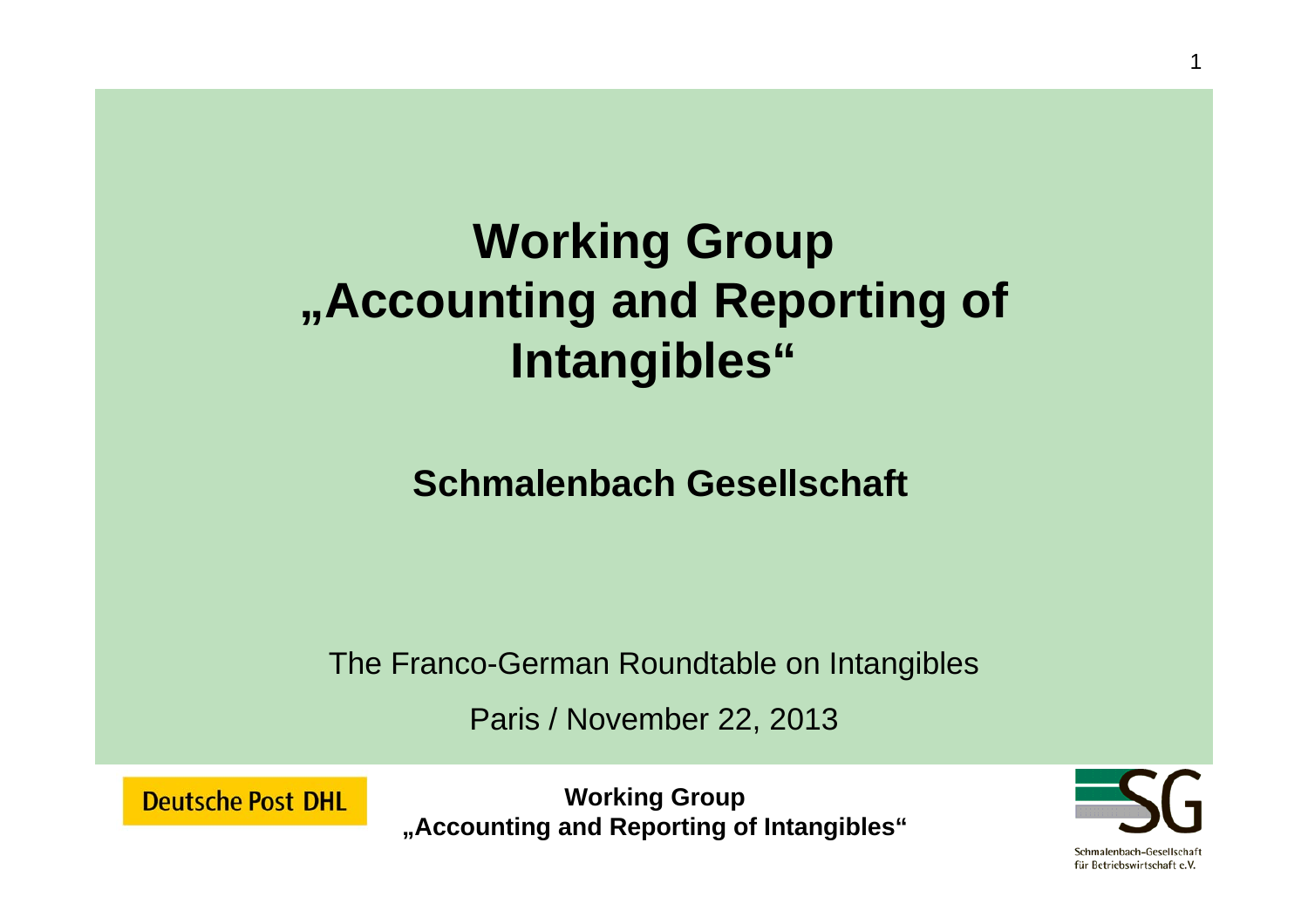# Working Group „Accounting and Reporting of Intangibles“

## Schmalenbach Gesellschaft

The Franco-German Roundtable on Intangibles

Paris / November 22, 2013

Deutsche Post DHL

**Working Group „Accounting and Reporting of Intangibles“**

Schmalenbach-Gesellschaft für Betriebswirtschaft e.V.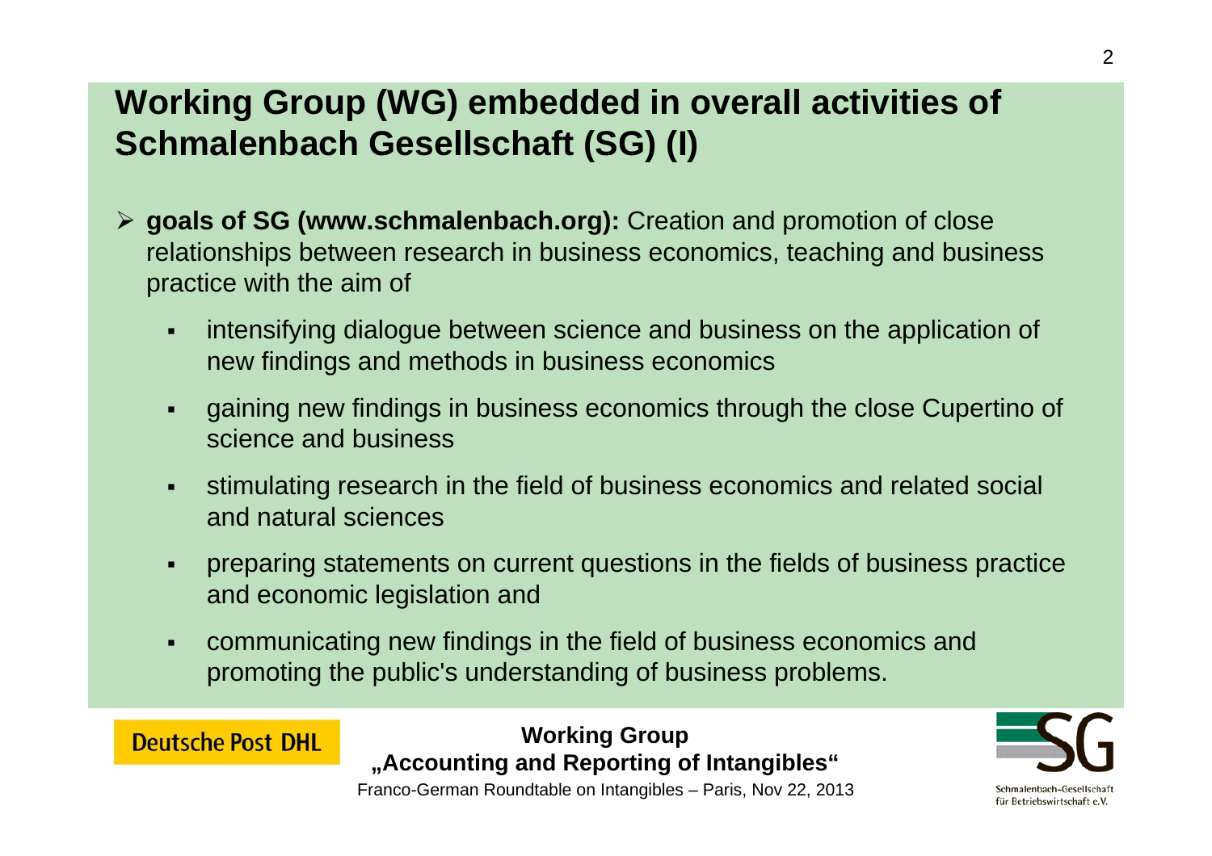# Working Group (WG) embedded in overall activities of Schmalenbach Gesellschaft (SG) (I)

- **goals of SG (www.schmalenbach.org):** Creation and promotion of close relationships between research in business economics, teaching and business practice with the aim of
  - intensifying dialogue between science and business on the application of new findings and methods in business economics
  - gaining new findings in business economics through the close Cupertino of science and business
  - stimulating research in the field of business economics and related social and natural sciences
  - preparing statements on current questions in the fields of business practice and economic legislation and
  - communicating new findings in the field of business economics and promoting the public's understanding of business problems.

Deutsche Post DHL

**Working Group „Accounting and Reporting of Intangibles“**

Franco-German Roundtable on Intangibles – Paris, Nov 22, 2013

Schmalenbach-Gesellschaft für Betriebswirtschaft e.V.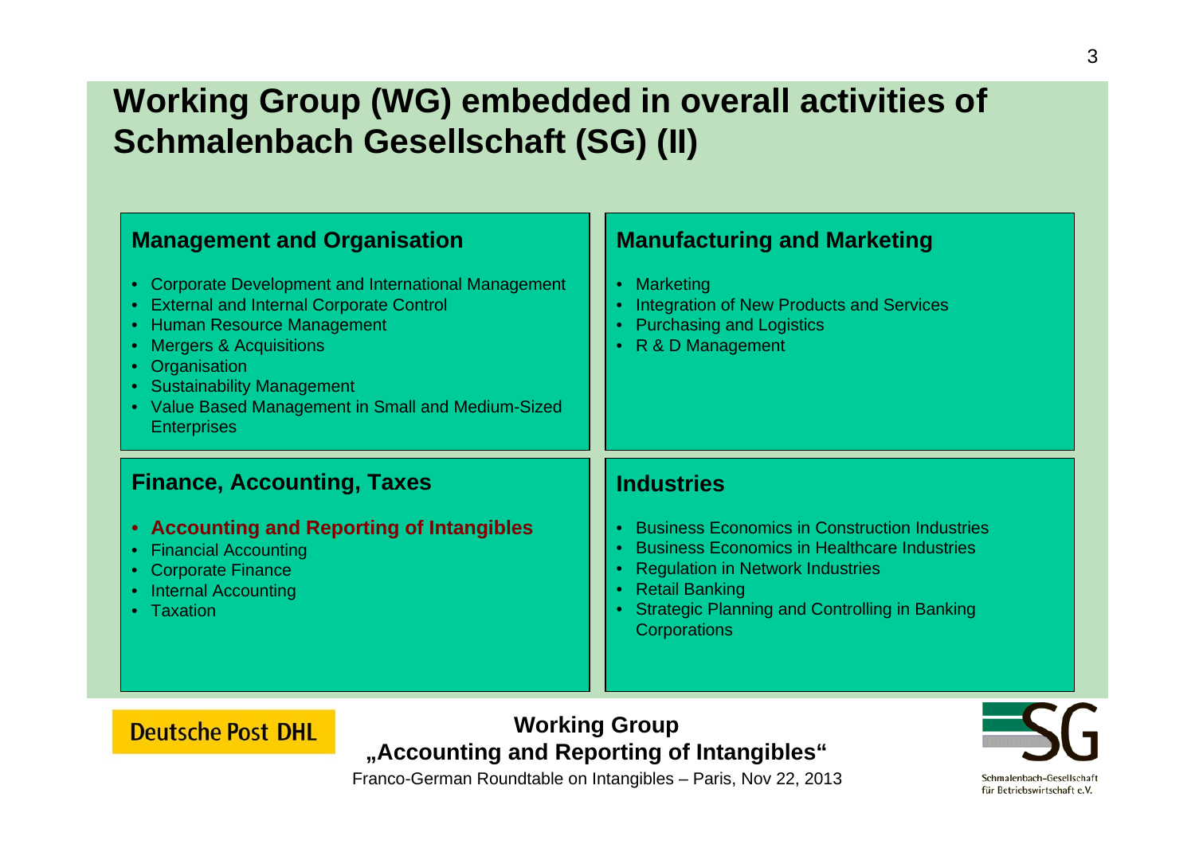# Working Group (WG) embedded in overall activities of Schmalenbach Gesellschaft (SG) (II)

## Management and Organisation

- Corporate Development and International Management
- External and Internal Corporate Control
- Human Resource Management
- Mergers & Acquisitions
- Organisation
- Sustainability Management
- Value Based Management in Small and Medium-Sized Enterprises

## Manufacturing and Marketing

- Marketing
- Integration of New Products and Services
- Purchasing and Logistics
- R & D Management

## Finance, Accounting, Taxes

- **Accounting and Reporting of Intangibles**
- Financial Accounting
- Corporate Finance
- Internal Accounting
- Taxation

## Industries

- Business Economics in Construction Industries
- Business Economics in Healthcare Industries
- Regulation in Network Industries
- Retail Banking
- Strategic Planning and Controlling in Banking Corporations

Deutsche Post DHL

**Working Group „Accounting and Reporting of Intangibles"**

Franco-German Roundtable on Intangibles – Paris, Nov 22, 2013

Schmalenbach-Gesellschaft für Betriebswirtschaft e.V.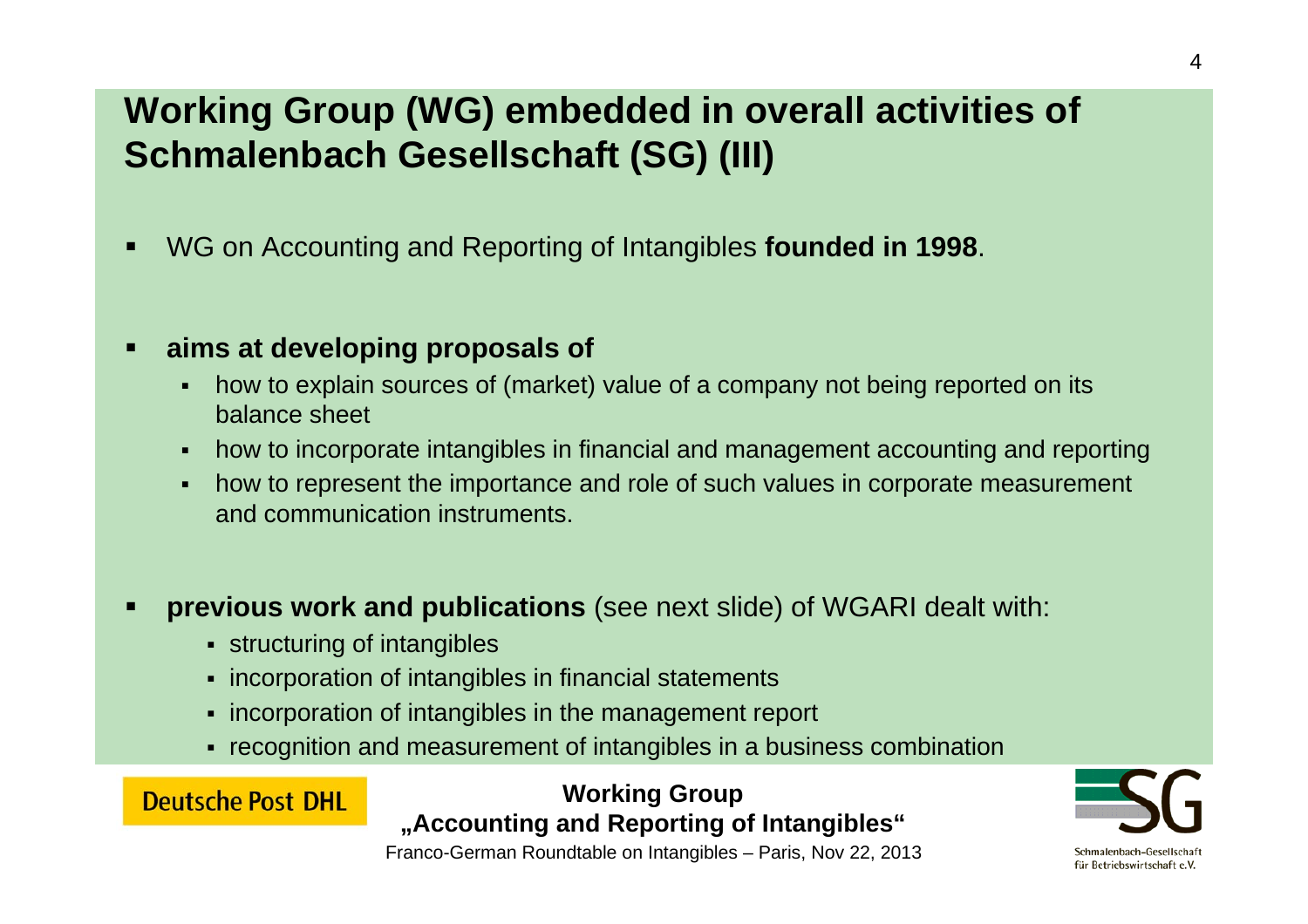# Working Group (WG) embedded in overall activities of Schmalenbach Gesellschaft (SG) (III)

- WG on Accounting and Reporting of Intangibles **founded in 1998**.

- **aims at developing proposals of**
  - how to explain sources of (market) value of a company not being reported on its balance sheet
  - how to incorporate intangibles in financial and management accounting and reporting
  - how to represent the importance and role of such values in corporate measurement and communication instruments.

- **previous work and publications** (see next slide) of WGARI dealt with:
  - structuring of intangibles
  - incorporation of intangibles in financial statements
  - incorporation of intangibles in the management report
  - recognition and measurement of intangibles in a business combination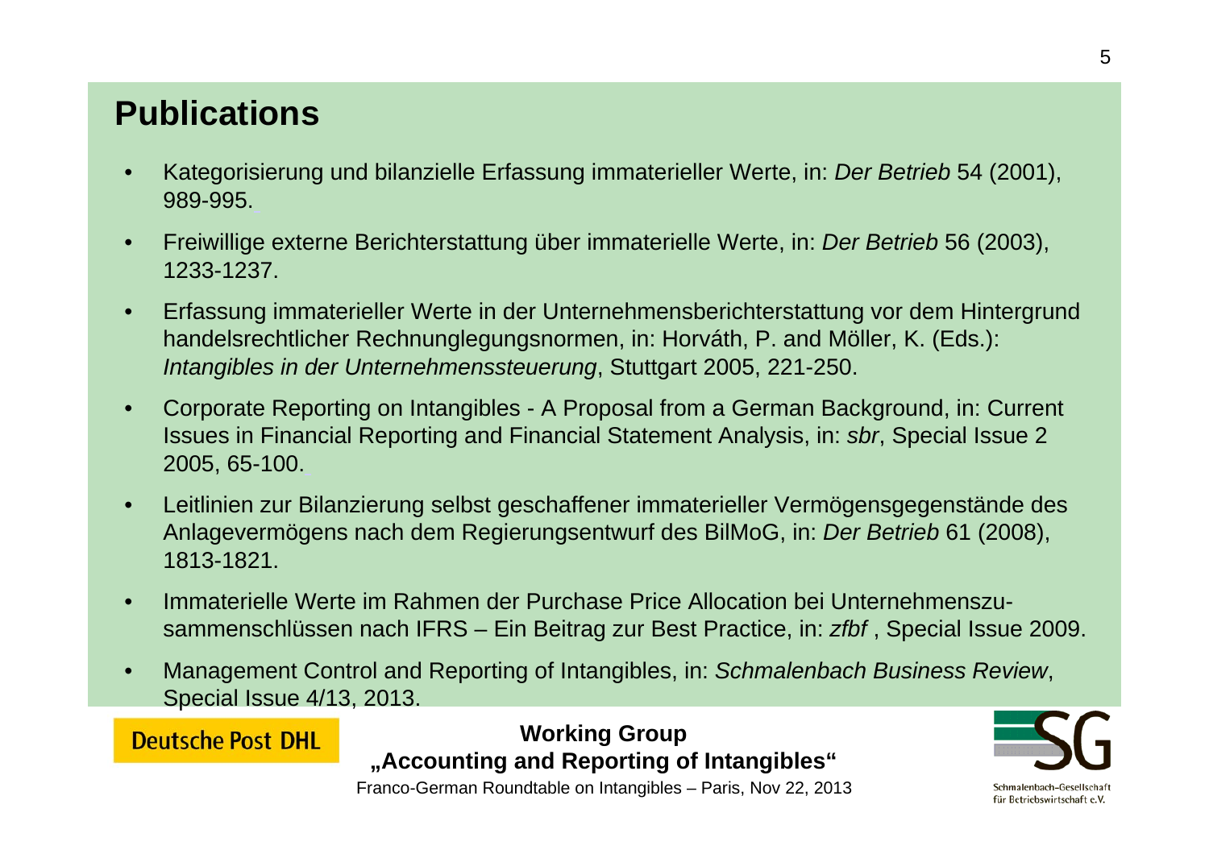## Publications

- Kategorisierung und bilanzielle Erfassung immaterieller Werte, in: *Der Betrieb* 54 (2001), 989-995.
- Freiwillige externe Berichterstattung über immaterielle Werte, in: *Der Betrieb* 56 (2003), 1233-1237.
- Erfassung immaterieller Werte in der Unternehmensberichterstattung vor dem Hintergrund handelsrechtlicher Rechnunglegungsnormen, in: Horváth, P. and Möller, K. (Eds.): *Intangibles in der Unternehmenssteuerung*, Stuttgart 2005, 221-250.
- Corporate Reporting on Intangibles - A Proposal from a German Background, in: Current Issues in Financial Reporting and Financial Statement Analysis, in: *sbr*, Special Issue 2 2005, 65-100.
- Leitlinien zur Bilanzierung selbst geschaffener immaterieller Vermögensgegenstände des Anlagevermögens nach dem Regierungsentwurf des BilMoG, in: *Der Betrieb* 61 (2008), 1813-1821.
- Immaterielle Werte im Rahmen der Purchase Price Allocation bei Unternehmenszu-sammenschlüssen nach IFRS – Ein Beitrag zur Best Practice, in: *zfbf* , Special Issue 2009.
- Management Control and Reporting of Intangibles, in: *Schmalenbach Business Review*, Special Issue 4/13, 2013.

Deutsche Post DHL

**Working Group „Accounting and Reporting of Intangibles“**

Franco-German Roundtable on Intangibles – Paris, Nov 22, 2013

Schmalenbach-Gesellschaft für Betriebswirtschaft e.V.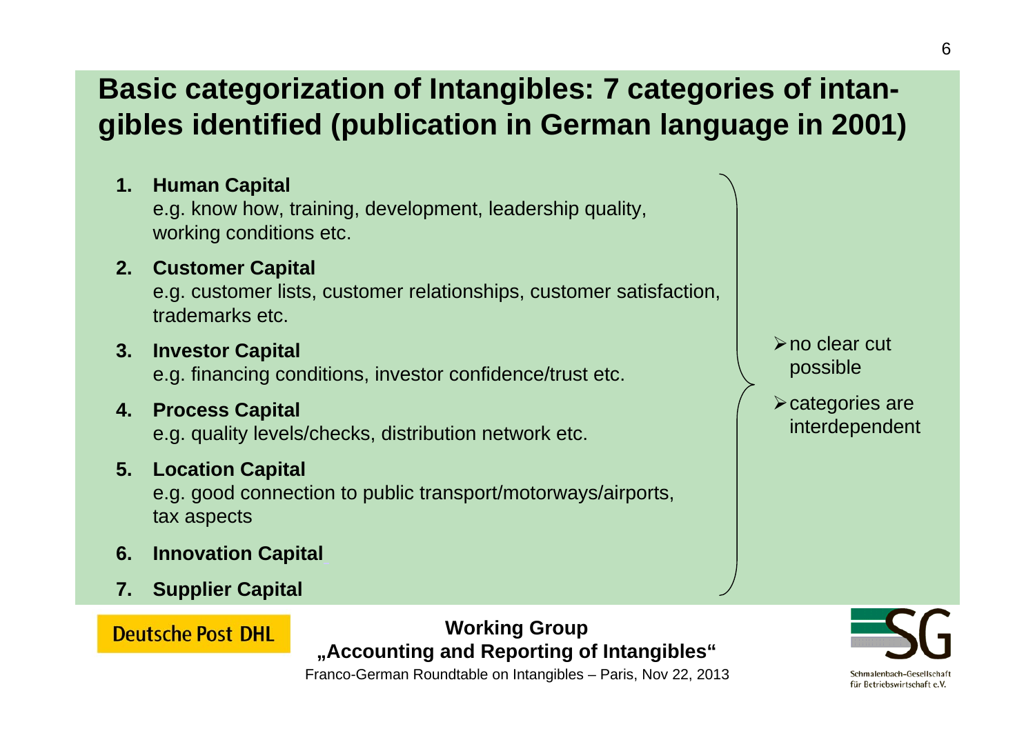# Basic categorization of Intangibles: 7 categories of intangibles identified (publication in German language in 2001)

1. **Human Capital**
   e.g. know how, training, development, leadership quality, working conditions etc.
2. **Customer Capital**
   e.g. customer lists, customer relationships, customer satisfaction, trademarks etc.
3. **Investor Capital**
   e.g. financing conditions, investor confidence/trust etc.
4. **Process Capital**
   e.g. quality levels/checks, distribution network etc.
5. **Location Capital**
   e.g. good connection to public transport/motorways/airports, tax aspects
6. **Innovation Capital**
7. **Supplier Capital**

- no clear cut possible
- categories are interdependent

Deutsche Post DHL

**Working Group „Accounting and Reporting of Intangibles"**

Franco-German Roundtable on Intangibles – Paris, Nov 22, 2013

Schmalenbach-Gesellschaft für Betriebswirtschaft e.V.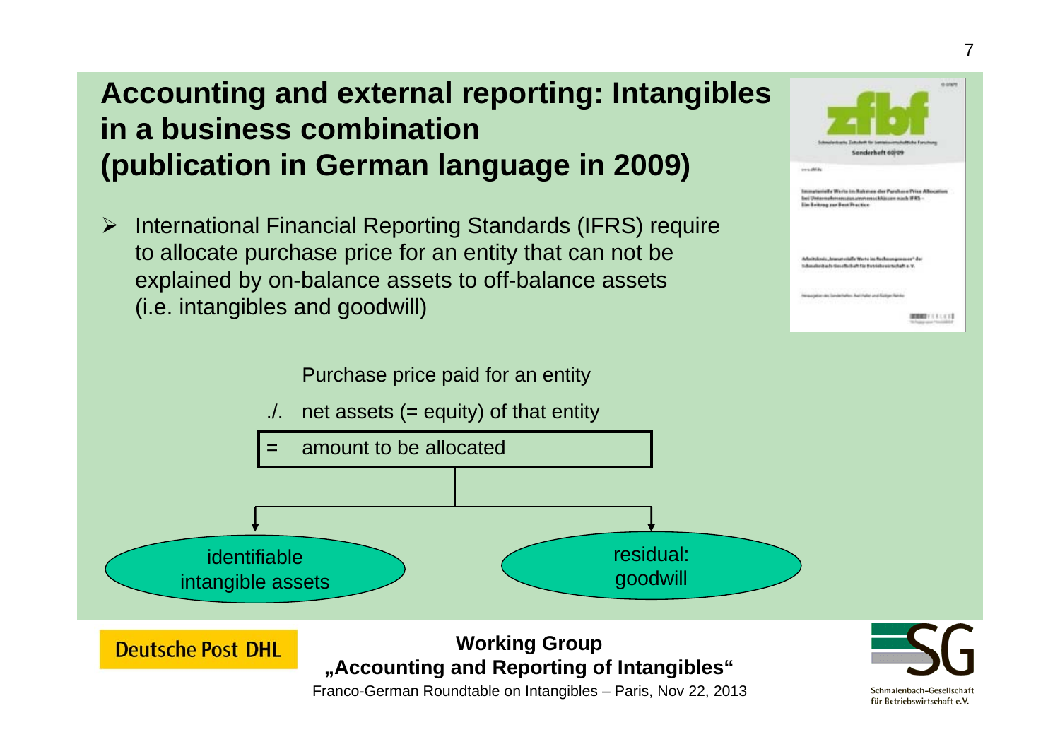# Accounting and external reporting: Intangibles in a business combination (publication in German language in 2009)

- International Financial Reporting Standards (IFRS) require to allocate purchase price for an entity that can not be explained by on-balance assets to off-balance assets (i.e. intangibles and goodwill)

Purchase price paid for an entity

./. net assets (= equity) of that entity

= amount to be allocated

- identifiable intangible assets
- residual: goodwill

Working Group „Accounting and Reporting of Intangibles“

Franco-German Roundtable on Intangibles – Paris, Nov 22, 2013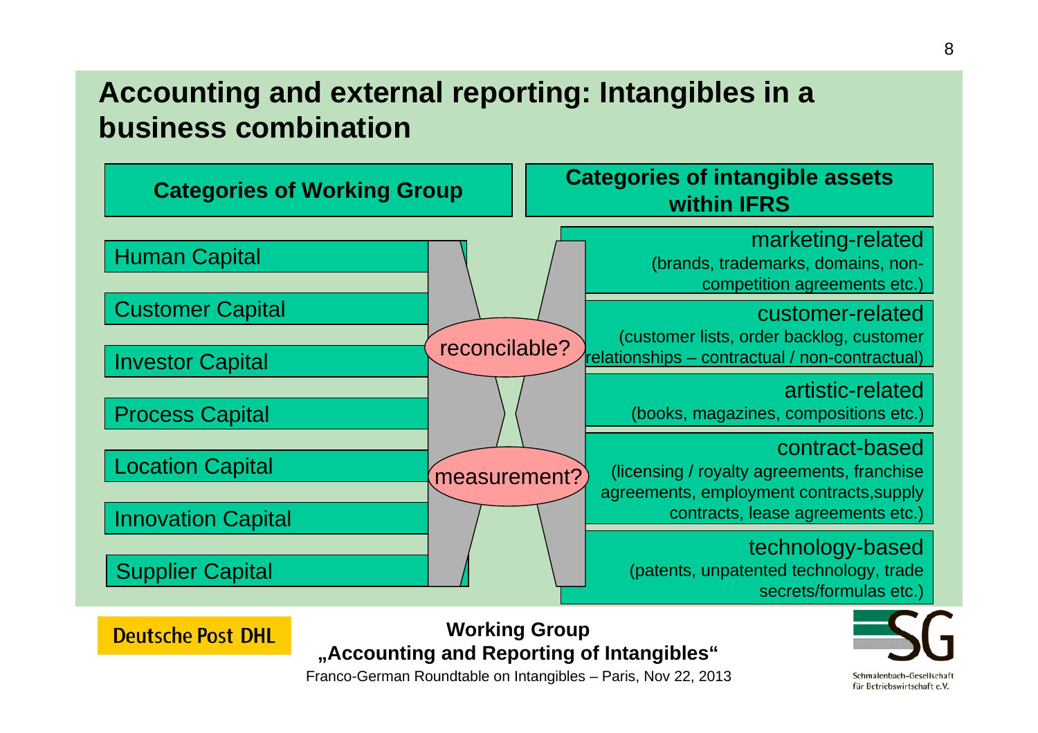## Accounting and external reporting: Intangibles in a business combination

| Categories of Working Group | | Categories of intangible assets within IFRS |
|---|---|---|
| Human Capital | reconcilable? | **marketing-related** (brands, trademarks, domains, non-competition agreements etc.) |
| Customer Capital | | **customer-related** (customer lists, order backlog, customer relationships – contractual / non-contractual) |
| Investor Capital | | **artistic-related** (books, magazines, compositions etc.) |
| Process Capital | measurement? | **contract-based** (licensing / royalty agreements, franchise agreements, employment contracts,supply contracts, lease agreements etc.) |
| Location Capital | | **technology-based** (patents, unpatented technology, trade secrets/formulas etc.) |
| Innovation Capital | | |
| Supplier Capital | | |

Deutsche Post DHL

**Working Group „Accounting and Reporting of Intangibles“**

Franco-German Roundtable on Intangibles – Paris, Nov 22, 2013

Schmalenbach-Gesellschaft für Betriebswirtschaft e.V.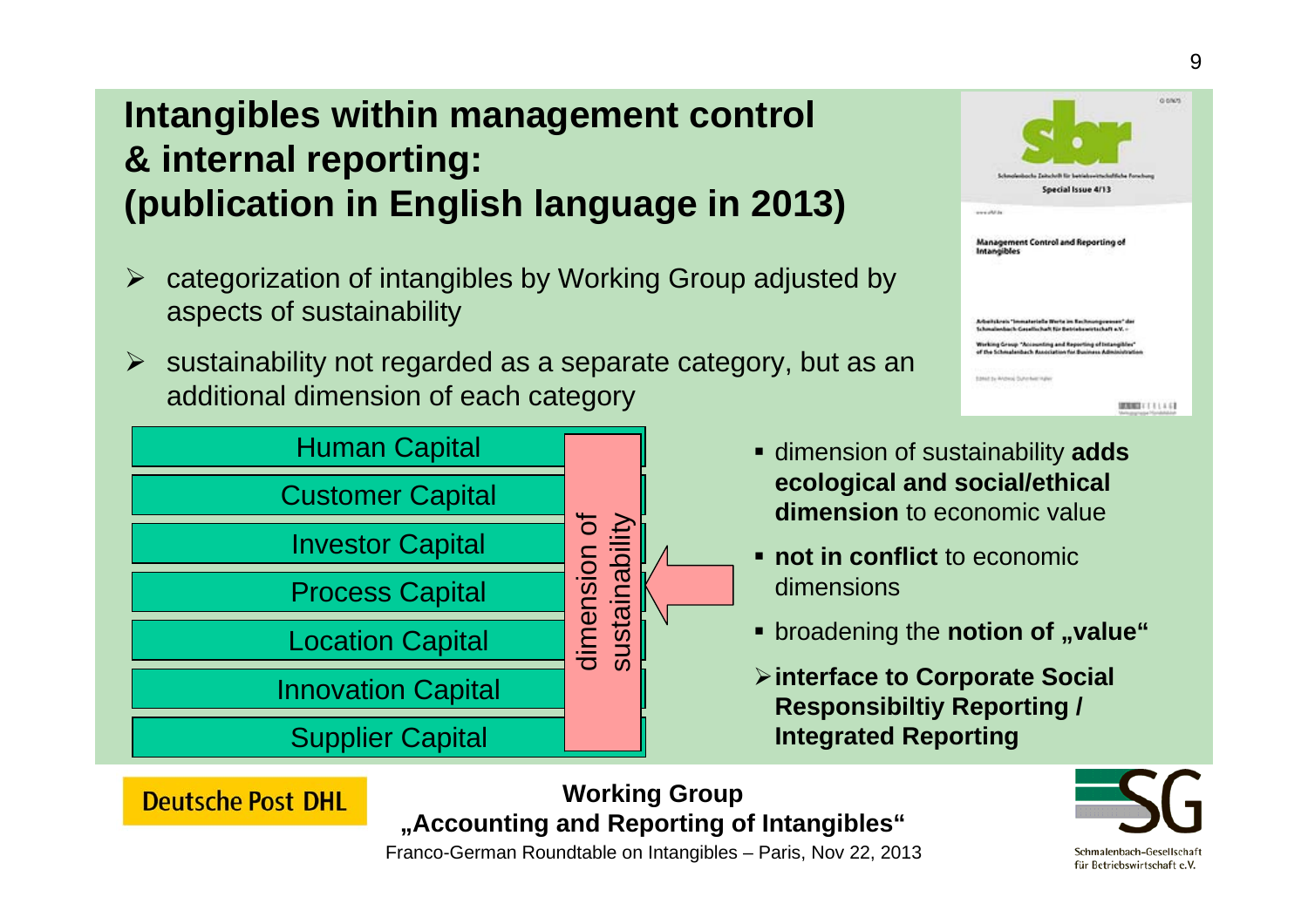# Intangibles within management control & internal reporting: (publication in English language in 2013)

- categorization of intangibles by Working Group adjusted by aspects of sustainability
- sustainability not regarded as a separate category, but as an additional dimension of each category

| | |
|---|---|
| Human Capital | dimension of sustainability |
| Customer Capital | |
| Investor Capital | |
| Process Capital | |
| Location Capital | |
| Innovation Capital | |
| Supplier Capital | |

- dimension of sustainability **adds ecological and social/ethical dimension** to economic value
- **not in conflict** to economic dimensions
- broadening the **notion of „value"**
- **interface to Corporate Social Responsibiltiy Reporting / Integrated Reporting**

sbr – Schmalenbachs Zeitschrift für betriebswirtschaftliche Forschung – Special Issue 4/13 – Management Control and Reporting of Intangibles – Arbeitskreis "Immaterielle Werte im Rechnungswesen" der Schmalenbach-Gesellschaft für Betriebswirtschaft e.V. – Working Group "Accounting and Reporting of Intangibles" of the Schmalenbach Association for Business Administration

Deutsche Post DHL

**Working Group „Accounting and Reporting of Intangibles"**

Franco-German Roundtable on Intangibles – Paris, Nov 22, 2013

Schmalenbach-Gesellschaft für Betriebswirtschaft e.V.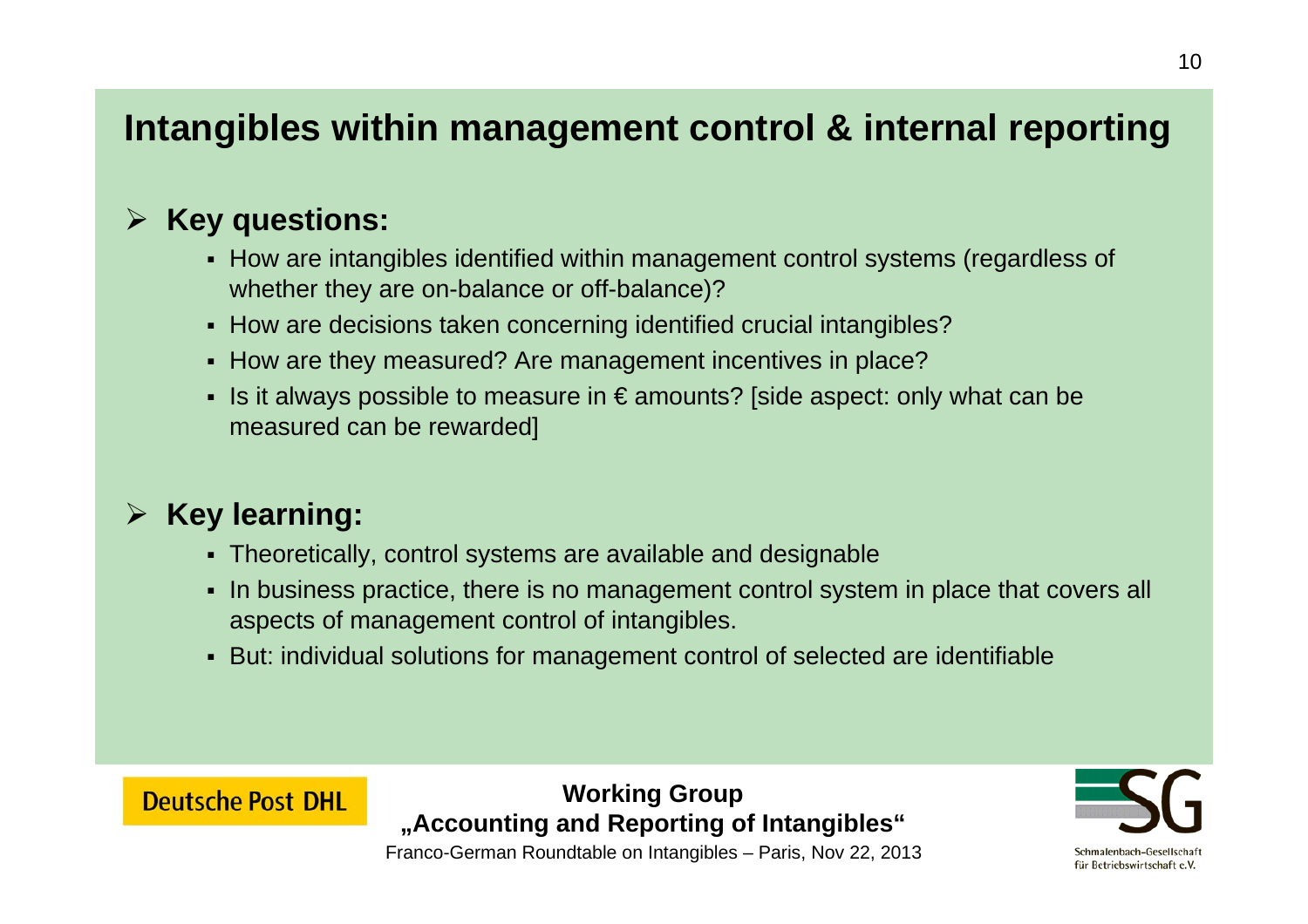# Intangibles within management control & internal reporting

## Key questions:

- How are intangibles identified within management control systems (regardless of whether they are on-balance or off-balance)?
- How are decisions taken concerning identified crucial intangibles?
- How are they measured? Are management incentives in place?
- Is it always possible to measure in € amounts? [side aspect: only what can be measured can be rewarded]

## Key learning:

- Theoretically, control systems are available and designable
- In business practice, there is no management control system in place that covers all aspects of management control of intangibles.
- But: individual solutions for management control of selected are identifiable

Deutsche Post DHL

**Working Group**
**„Accounting and Reporting of Intangibles“**
Franco-German Roundtable on Intangibles – Paris, Nov 22, 2013

Schmalenbach-Gesellschaft für Betriebswirtschaft e.V.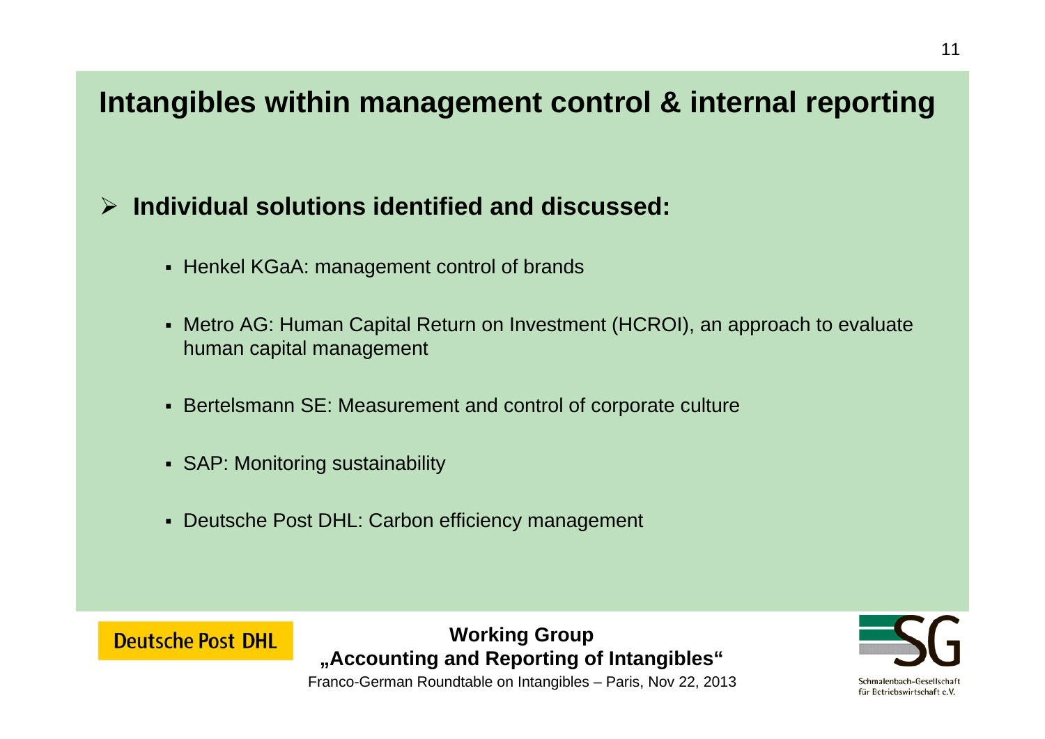# Intangibles within management control & internal reporting

- **Individual solutions identified and discussed:**
  - Henkel KGaA: management control of brands
  - Metro AG: Human Capital Return on Investment (HCROI), an approach to evaluate human capital management
  - Bertelsmann SE: Measurement and control of corporate culture
  - SAP: Monitoring sustainability
  - Deutsche Post DHL: Carbon efficiency management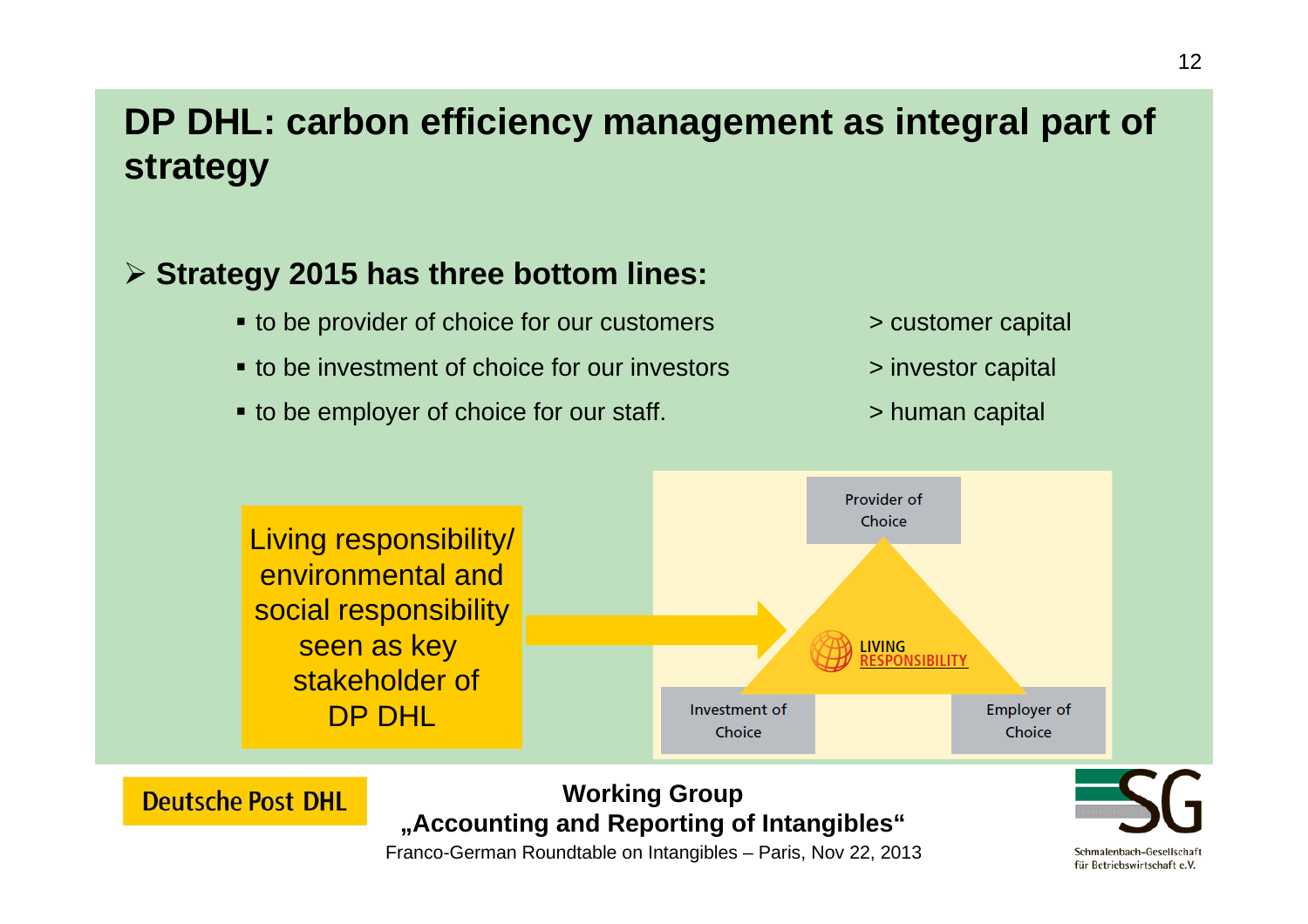# DP DHL: carbon efficiency management as integral part of strategy

- **Strategy 2015 has three bottom lines:**
  - to be provider of choice for our customers > customer capital
  - to be investment of choice for our investors > investor capital
  - to be employer of choice for our staff. > human capital

Living responsibility/ environmental and social responsibility seen as key stakeholder of DP DHL

Provider of Choice

LIVING RESPONSIBILITY

Investment of Choice

Employer of Choice

Deutsche Post DHL

**Working Group „Accounting and Reporting of Intangibles“**

Franco-German Roundtable on Intangibles – Paris, Nov 22, 2013

Schmalenbach-Gesellschaft für Betriebswirtschaft e.V.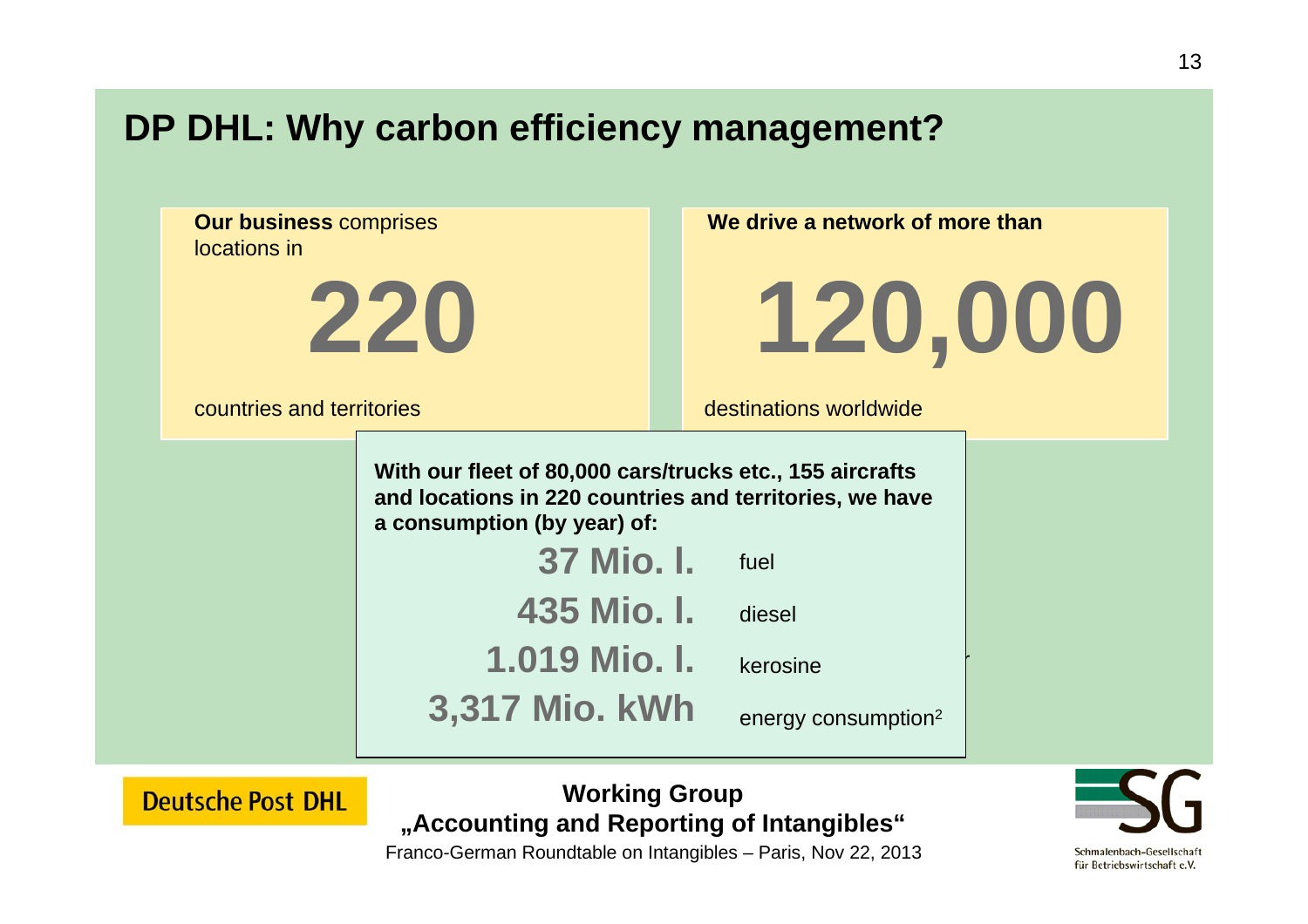# DP DHL: Why carbon efficiency management?

**Our business** comprises locations in

**220**

countries and territories

**We drive a network of more than**

**120,000**

destinations worldwide

**With our fleet of 80,000 cars/trucks etc., 155 aircrafts and locations in 220 countries and territories, we have a consumption (by year) of:**

| | |
|---|---|
| **37 Mio. l.** | fuel |
| **435 Mio. l.** | diesel |
| **1.019 Mio. l.** | kerosine |
| **3,317 Mio. kWh** | energy consumption[2] |

Deutsche Post DHL

**Working Group „Accounting and Reporting of Intangibles“**

Franco-German Roundtable on Intangibles – Paris, Nov 22, 2013

Schmalenbach-Gesellschaft für Betriebswirtschaft e.V.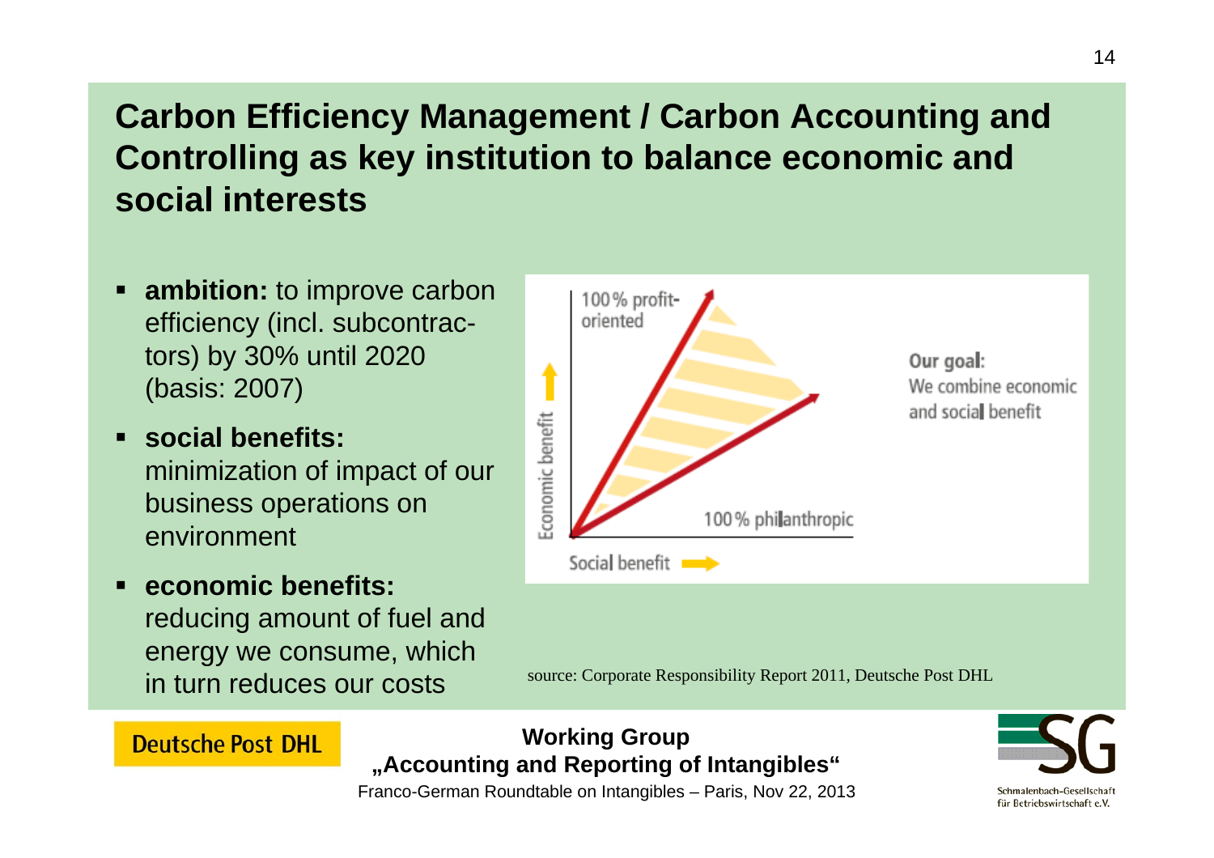# Carbon Efficiency Management / Carbon Accounting and Controlling as key institution to balance economic and social interests

- **ambition:** to improve carbon efficiency (incl. subcontractors) by 30% until 2020 (basis: 2007)
- **social benefits:** minimization of impact of our business operations on environment
- **economic benefits:** reducing amount of fuel and energy we consume, which in turn reduces our costs

100% profit-oriented

100% philanthropic

Economic benefit

Social benefit

Our goal: We combine economic and social benefit

source: Corporate Responsibility Report 2011, Deutsche Post DHL

Deutsche Post DHL

**Working Group „Accounting and Reporting of Intangibles“**

Franco-German Roundtable on Intangibles – Paris, Nov 22, 2013

Schmalenbach-Gesellschaft für Betriebswirtschaft e.V.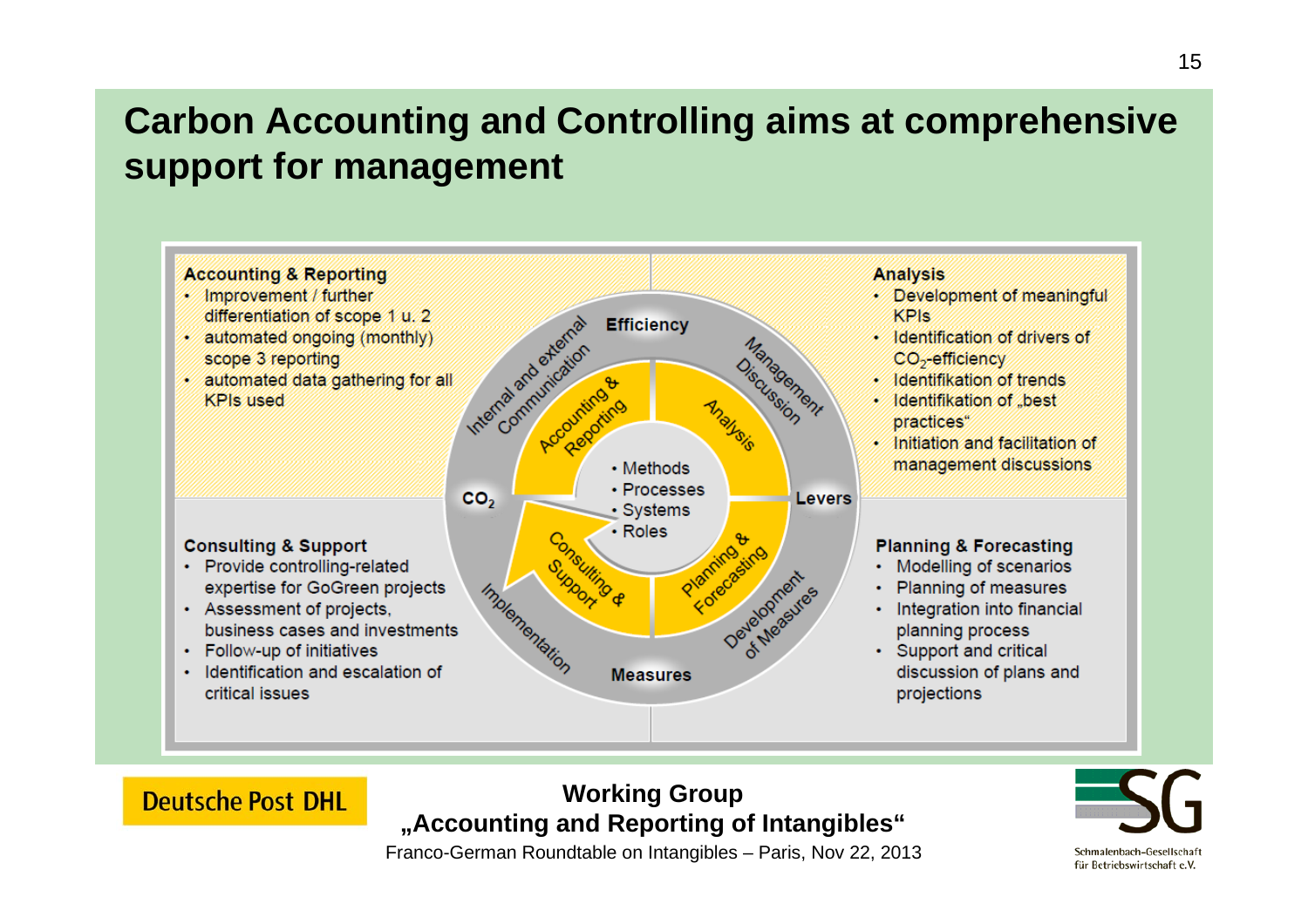# Carbon Accounting and Controlling aims at comprehensive support for management

**Accounting & Reporting**

- Improvement / further differentiation of scope 1 u. 2
- automated ongoing (monthly) scope 3 reporting
- automated data gathering for all KPIs used

**Analysis**

- Development of meaningful KPIs
- Identification of drivers of $CO_2$-efficiency
- Identifikation of trends
- Identifikation of „best practices“
- Initiation and facilitation of management discussions

Efficiency

Internal and external Communication

Management Discussion

Accounting & Reporting

Analysis

- Methods
- Processes
- Systems
- Roles

$CO_2$

Levers

Consulting & Support

Planning & Forecasting

Implementation

Development of Measures

Measures

**Consulting & Support**

- Provide controlling-related expertise for GoGreen projects
- Assessment of projects, business cases and investments
- Follow-up of initiatives
- Identification and escalation of critical issues

**Planning & Forecasting**

- Modelling of scenarios
- Planning of measures
- Integration into financial planning process
- Support and critical discussion of plans and projections

Deutsche Post DHL

**Working Group „Accounting and Reporting of Intangibles“**

Franco-German Roundtable on Intangibles – Paris, Nov 22, 2013

Schmalenbach-Gesellschaft für Betriebswirtschaft e.V.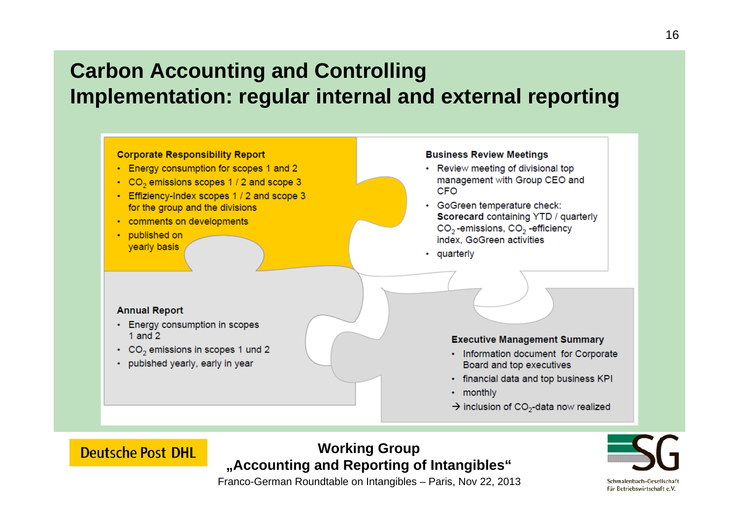# Carbon Accounting and Controlling
## Implementation: regular internal and external reporting

**Corporate Responsibility Report**

- Energy consumption for scopes 1 and 2
- $CO_2$ emissions scopes 1 / 2 and scope 3
- Effiziency-Index scopes 1 / 2 and scope 3 for the group and the divisions
- comments on developments
- published on yearly basis

**Business Review Meetings**

- Review meeting of divisional top management with Group CEO and CFO
- GoGreen temperature check: **Scorecard** containing YTD / quarterly $CO_2$-emissions, $CO_2$ -efficiency index, GoGreen activities
- quarterly

**Annual Report**

- Energy consumption in scopes 1 and 2
- $CO_2$ emissions in scopes 1 und 2
- pubished yearly, early in year

**Executive Management Summary**

- Information document for Corporate Board and top executives
- financial data and top business KPI
- monthly

→ inclusion of $CO_2$-data now realized

Deutsche Post DHL

**Working Group „Accounting and Reporting of Intangibles“**

Franco-German Roundtable on Intangibles – Paris, Nov 22, 2013

Schmalenbach-Gesellschaft für Betriebswirtschaft e.V.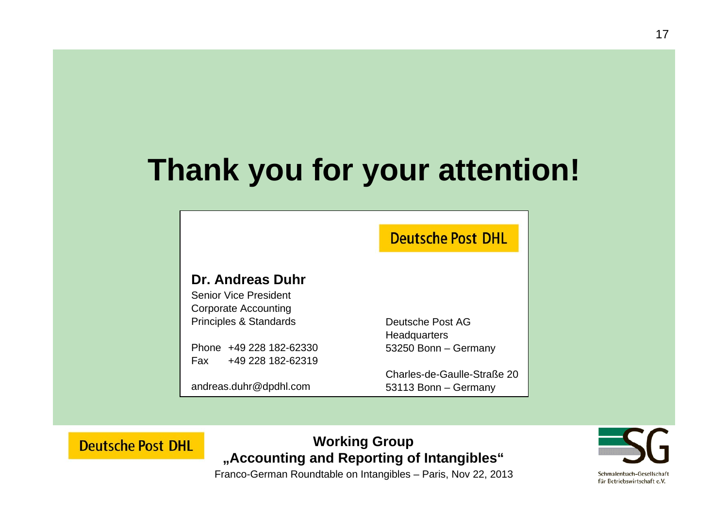# Thank you for your attention!

Deutsche Post DHL

**Dr. Andreas Duhr**
Senior Vice President
Corporate Accounting
Principles & Standards

Phone +49 228 182-62330
Fax +49 228 182-62319

andreas.duhr@dpdhl.com

Deutsche Post AG
Headquarters
53250 Bonn – Germany

Charles-de-Gaulle-Straße 20
53113 Bonn – Germany

Deutsche Post DHL

**Working Group**
**„Accounting and Reporting of Intangibles“**
Franco-German Roundtable on Intangibles – Paris, Nov 22, 2013

SG
Schmalenbach-Gesellschaft
für Betriebswirtschaft e.V.